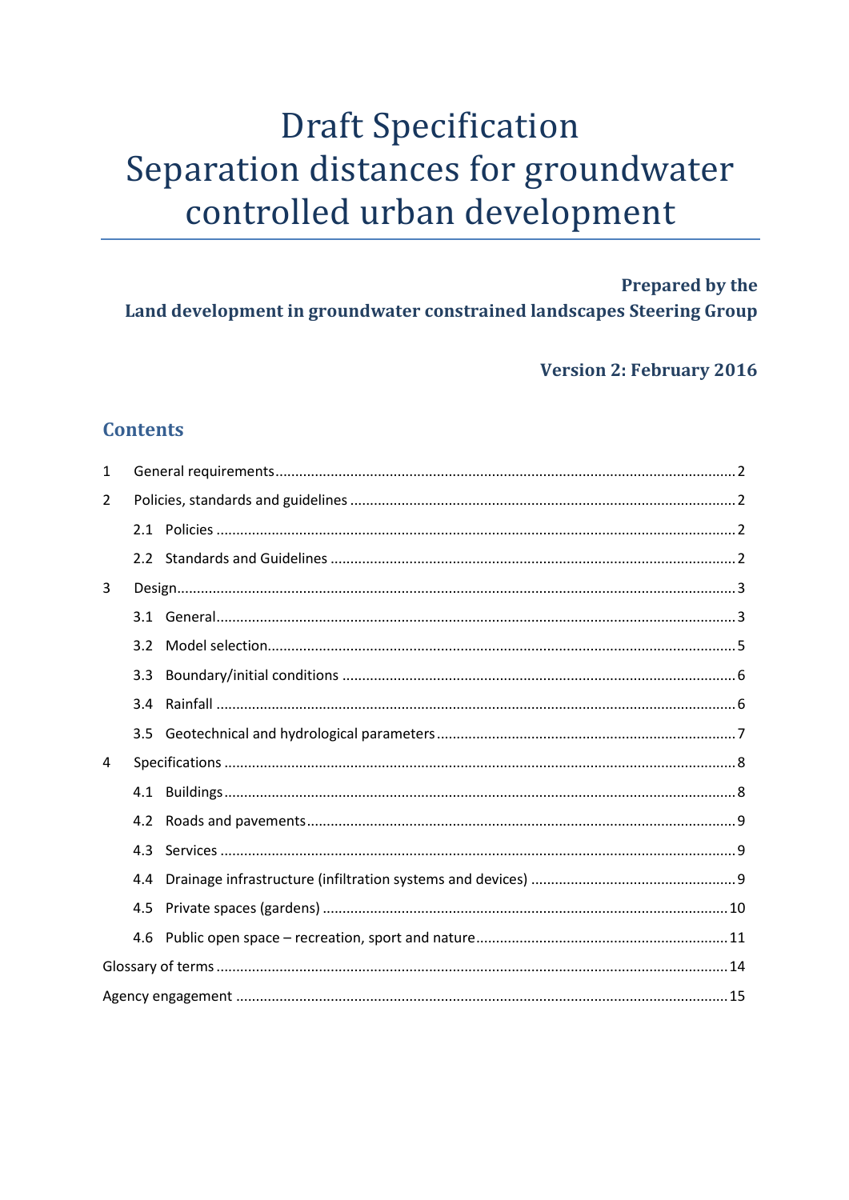# Draft Specification Separation distances for groundwater controlled urban development

**Prepared by the Land development in groundwater constrained landscapes Steering Group**

**Version 2: February 2016**

## Contents

1 General requirements ... 2

2 Policies, standards and guidelines ... 2

- 2.1 Policies ... 2
- 2.2 Standards and Guidelines ... 2

3 Design ... 3

- 3.1 General ... 3
- 3.2 Model selection ... 5
- 3.3 Boundary/initial conditions ... 6
- 3.4 Rainfall ... 6
- 3.5 Geotechnical and hydrological parameters ... 7

4 Specifications ... 8

- 4.1 Buildings ... 8
- 4.2 Roads and pavements ... 9
- 4.3 Services ... 9
- 4.4 Drainage infrastructure (infiltration systems and devices) ... 9
- 4.5 Private spaces (gardens) ... 10
- 4.6 Public open space – recreation, sport and nature ... 11

Glossary of terms ... 14

Agency engagement ... 15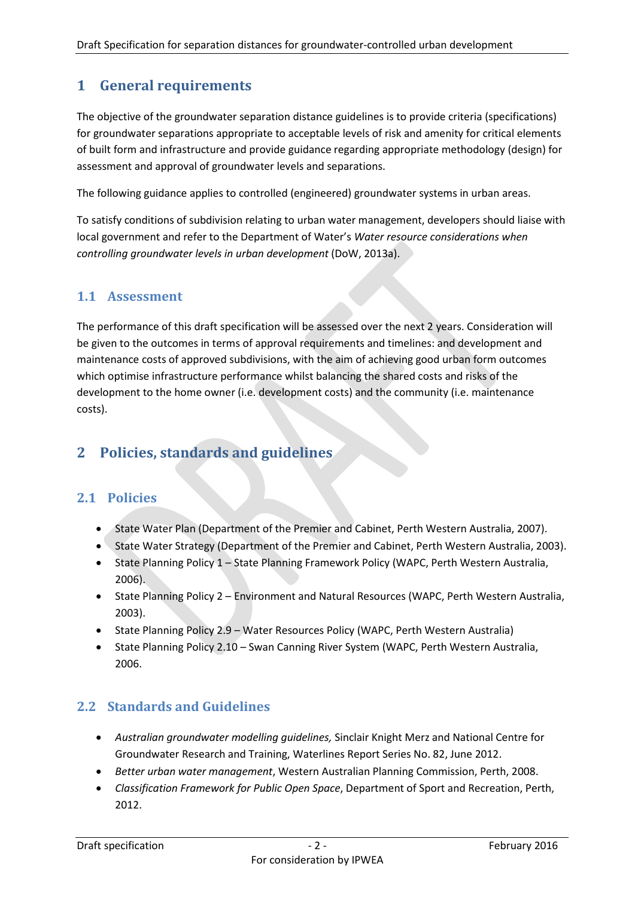# 1 General requirements

The objective of the groundwater separation distance guidelines is to provide criteria (specifications) for groundwater separations appropriate to acceptable levels of risk and amenity for critical elements of built form and infrastructure and provide guidance regarding appropriate methodology (design) for assessment and approval of groundwater levels and separations.

The following guidance applies to controlled (engineered) groundwater systems in urban areas.

To satisfy conditions of subdivision relating to urban water management, developers should liaise with local government and refer to the Department of Water's *Water resource considerations when controlling groundwater levels in urban development* (DoW, 2013a).

## 1.1 Assessment

The performance of this draft specification will be assessed over the next 2 years. Consideration will be given to the outcomes in terms of approval requirements and timelines: and development and maintenance costs of approved subdivisions, with the aim of achieving good urban form outcomes which optimise infrastructure performance whilst balancing the shared costs and risks of the development to the home owner (i.e. development costs) and the community (i.e. maintenance costs).

# 2 Policies, standards and guidelines

## 2.1 Policies

- State Water Plan (Department of the Premier and Cabinet, Perth Western Australia, 2007).
- State Water Strategy (Department of the Premier and Cabinet, Perth Western Australia, 2003).
- State Planning Policy 1 – State Planning Framework Policy (WAPC, Perth Western Australia, 2006).
- State Planning Policy 2 – Environment and Natural Resources (WAPC, Perth Western Australia, 2003).
- State Planning Policy 2.9 – Water Resources Policy (WAPC, Perth Western Australia)
- State Planning Policy 2.10 – Swan Canning River System (WAPC, Perth Western Australia, 2006.

## 2.2 Standards and Guidelines

- *Australian groundwater modelling guidelines,* Sinclair Knight Merz and National Centre for Groundwater Research and Training, Waterlines Report Series No. 82, June 2012.
- *Better urban water management*, Western Australian Planning Commission, Perth, 2008.
- *Classification Framework for Public Open Space*, Department of Sport and Recreation, Perth, 2012.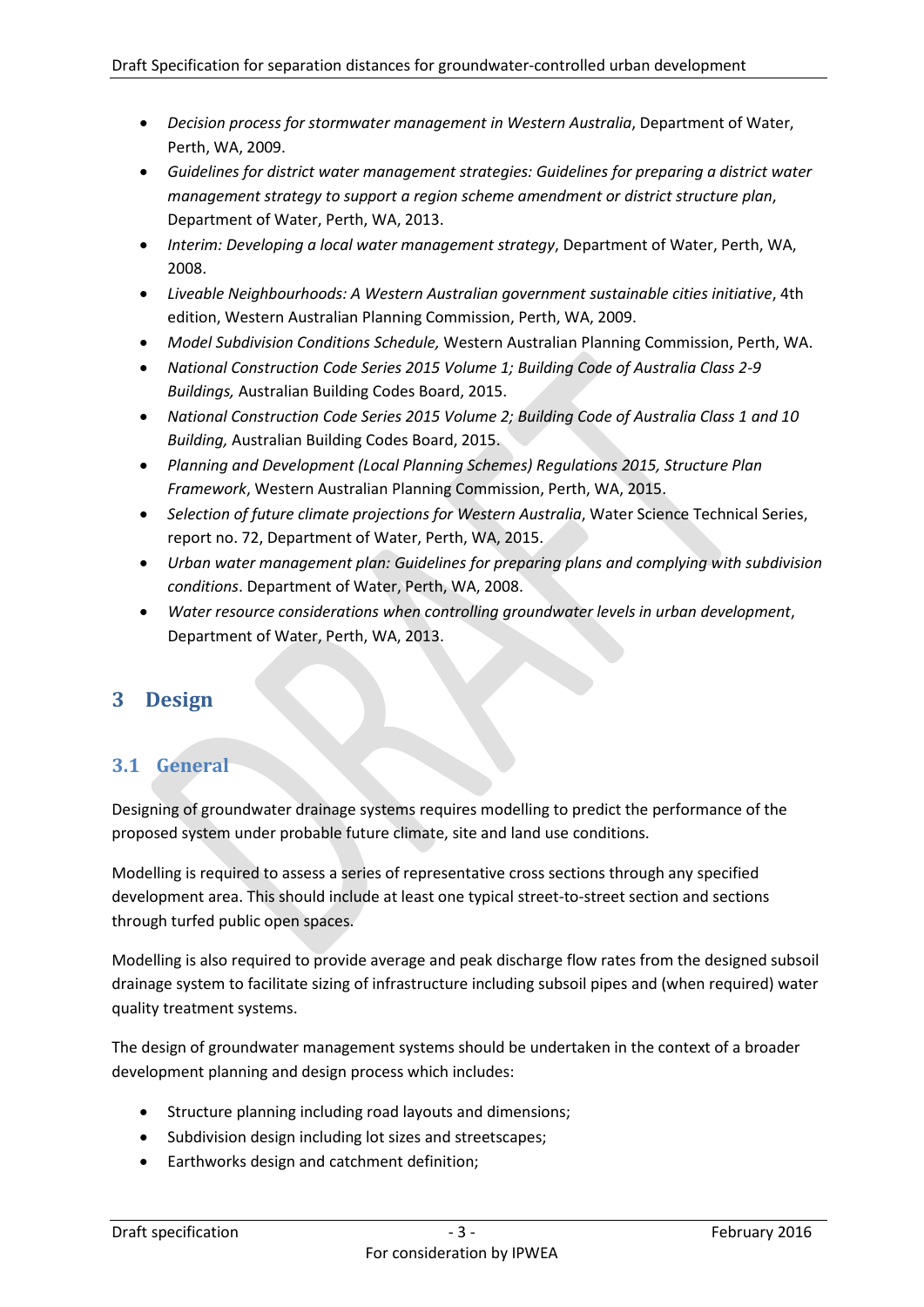- *Decision process for stormwater management in Western Australia*, Department of Water, Perth, WA, 2009.
- *Guidelines for district water management strategies: Guidelines for preparing a district water management strategy to support a region scheme amendment or district structure plan*, Department of Water, Perth, WA, 2013.
- *Interim: Developing a local water management strategy*, Department of Water, Perth, WA, 2008.
- *Liveable Neighbourhoods: A Western Australian government sustainable cities initiative*, 4th edition, Western Australian Planning Commission, Perth, WA, 2009.
- *Model Subdivision Conditions Schedule,* Western Australian Planning Commission, Perth, WA.
- *National Construction Code Series 2015 Volume 1; Building Code of Australia Class 2-9 Buildings,* Australian Building Codes Board, 2015.
- *National Construction Code Series 2015 Volume 2; Building Code of Australia Class 1 and 10 Building,* Australian Building Codes Board, 2015.
- *Planning and Development (Local Planning Schemes) Regulations 2015, Structure Plan Framework*, Western Australian Planning Commission, Perth, WA, 2015.
- *Selection of future climate projections for Western Australia*, Water Science Technical Series, report no. 72, Department of Water, Perth, WA, 2015.
- *Urban water management plan: Guidelines for preparing plans and complying with subdivision conditions*. Department of Water, Perth, WA, 2008.
- *Water resource considerations when controlling groundwater levels in urban development*, Department of Water, Perth, WA, 2013.

# 3 Design

## 3.1 General

Designing of groundwater drainage systems requires modelling to predict the performance of the proposed system under probable future climate, site and land use conditions.

Modelling is required to assess a series of representative cross sections through any specified development area. This should include at least one typical street-to-street section and sections through turfed public open spaces.

Modelling is also required to provide average and peak discharge flow rates from the designed subsoil drainage system to facilitate sizing of infrastructure including subsoil pipes and (when required) water quality treatment systems.

The design of groundwater management systems should be undertaken in the context of a broader development planning and design process which includes:

- Structure planning including road layouts and dimensions;
- Subdivision design including lot sizes and streetscapes;
- Earthworks design and catchment definition;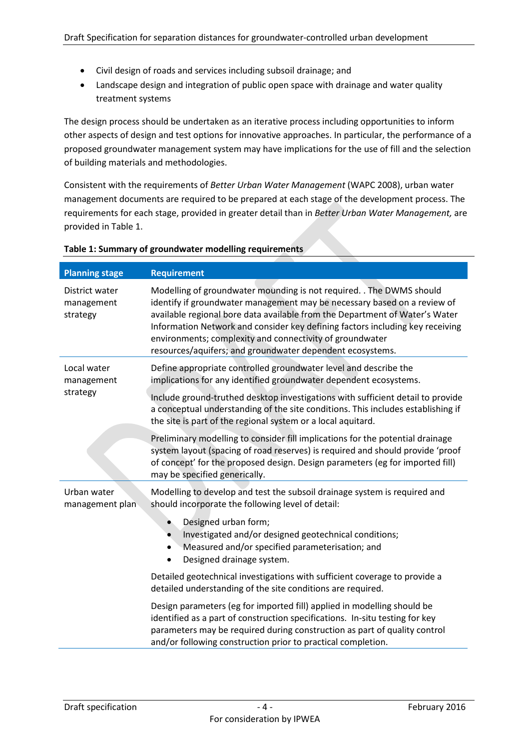- Civil design of roads and services including subsoil drainage; and
- Landscape design and integration of public open space with drainage and water quality treatment systems

The design process should be undertaken as an iterative process including opportunities to inform other aspects of design and test options for innovative approaches. In particular, the performance of a proposed groundwater management system may have implications for the use of fill and the selection of building materials and methodologies.

Consistent with the requirements of *Better Urban Water Management* (WAPC 2008), urban water management documents are required to be prepared at each stage of the development process. The requirements for each stage, provided in greater detail than in *Better Urban Water Management,* are provided in Table 1.

**Table 1: Summary of groundwater modelling requirements**

| Planning stage | Requirement |
|---|---|
| District water management strategy | Modelling of groundwater mounding is not required. . The DWMS should identify if groundwater management may be necessary based on a review of available regional bore data available from the Department of Water's Water Information Network and consider key defining factors including key receiving environments; complexity and connectivity of groundwater resources/aquifers; and groundwater dependent ecosystems. |
| Local water management strategy | Define appropriate controlled groundwater level and describe the implications for any identified groundwater dependent ecosystems.<br><br>Include ground-truthed desktop investigations with sufficient detail to provide a conceptual understanding of the site conditions. This includes establishing if the site is part of the regional system or a local aquitard.<br><br>Preliminary modelling to consider fill implications for the potential drainage system layout (spacing of road reserves) is required and should provide 'proof of concept' for the proposed design. Design parameters (eg for imported fill) may be specified generically. |
| Urban water management plan | Modelling to develop and test the subsoil drainage system is required and should incorporate the following level of detail:<br>• Designed urban form;<br>• Investigated and/or designed geotechnical conditions;<br>• Measured and/or specified parameterisation; and<br>• Designed drainage system.<br><br>Detailed geotechnical investigations with sufficient coverage to provide a detailed understanding of the site conditions are required.<br><br>Design parameters (eg for imported fill) applied in modelling should be identified as a part of construction specifications. In-situ testing for key parameters may be required during construction as part of quality control and/or following construction prior to practical completion. |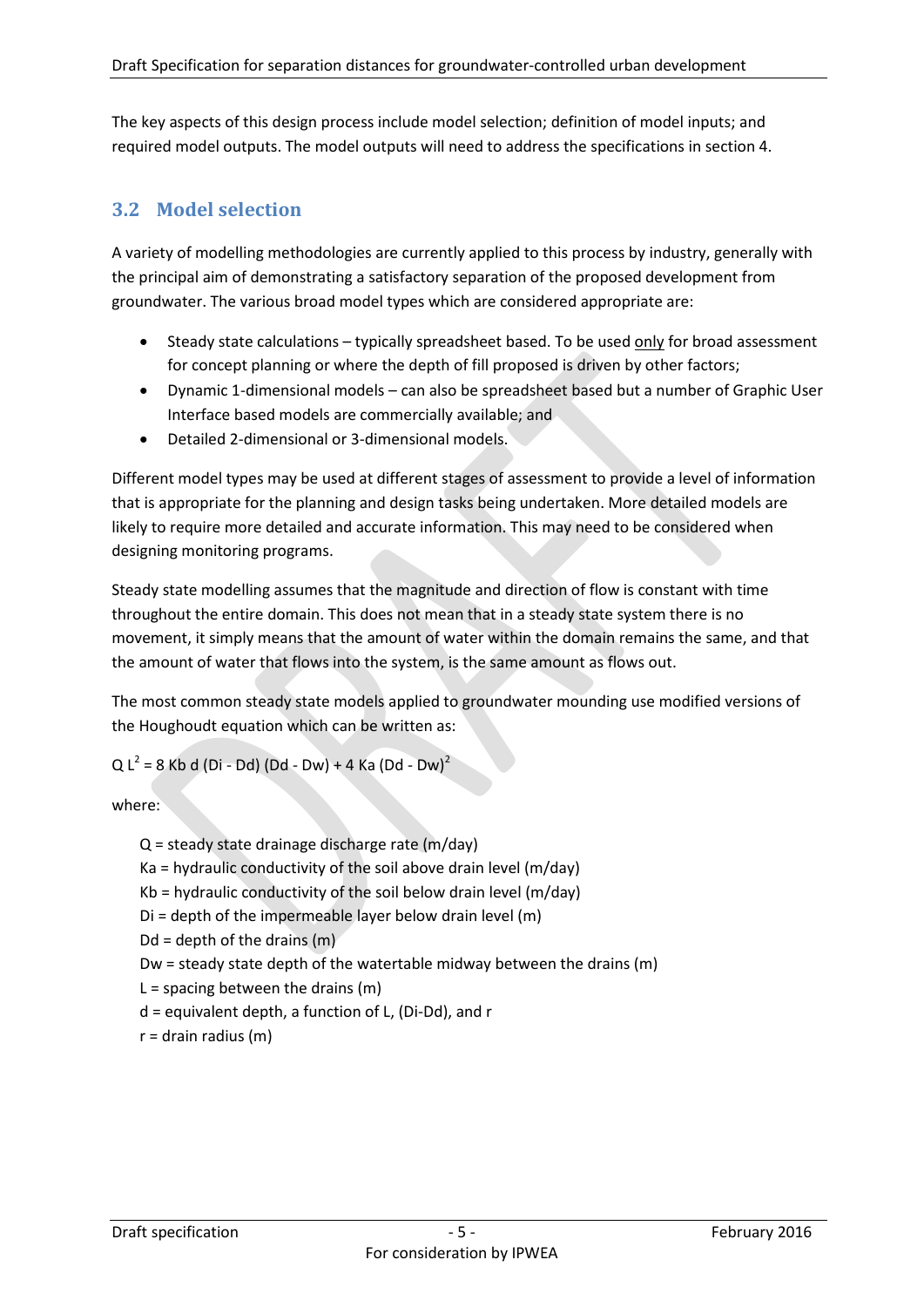The key aspects of this design process include model selection; definition of model inputs; and required model outputs. The model outputs will need to address the specifications in section 4.

## 3.2 Model selection

A variety of modelling methodologies are currently applied to this process by industry, generally with the principal aim of demonstrating a satisfactory separation of the proposed development from groundwater. The various broad model types which are considered appropriate are:

- Steady state calculations – typically spreadsheet based. To be used only for broad assessment for concept planning or where the depth of fill proposed is driven by other factors;
- Dynamic 1-dimensional models – can also be spreadsheet based but a number of Graphic User Interface based models are commercially available; and
- Detailed 2-dimensional or 3-dimensional models.

Different model types may be used at different stages of assessment to provide a level of information that is appropriate for the planning and design tasks being undertaken. More detailed models are likely to require more detailed and accurate information. This may need to be considered when designing monitoring programs.

Steady state modelling assumes that the magnitude and direction of flow is constant with time throughout the entire domain. This does not mean that in a steady state system there is no movement, it simply means that the amount of water within the domain remains the same, and that the amount of water that flows into the system, is the same amount as flows out.

The most common steady state models applied to groundwater mounding use modified versions of the Houghoudt equation which can be written as:

$$Q\,L^2 = 8\,Kb\,d\,(Di - Dd)\,(Dd - Dw) + 4\,Ka\,(Dd - Dw)^2$$

where:

Q = steady state drainage discharge rate (m/day)
Ka = hydraulic conductivity of the soil above drain level (m/day)
Kb = hydraulic conductivity of the soil below drain level (m/day)
Di = depth of the impermeable layer below drain level (m)
Dd = depth of the drains (m)
Dw = steady state depth of the watertable midway between the drains (m)
L = spacing between the drains (m)
d = equivalent depth, a function of L, (Di-Dd), and r
r = drain radius (m)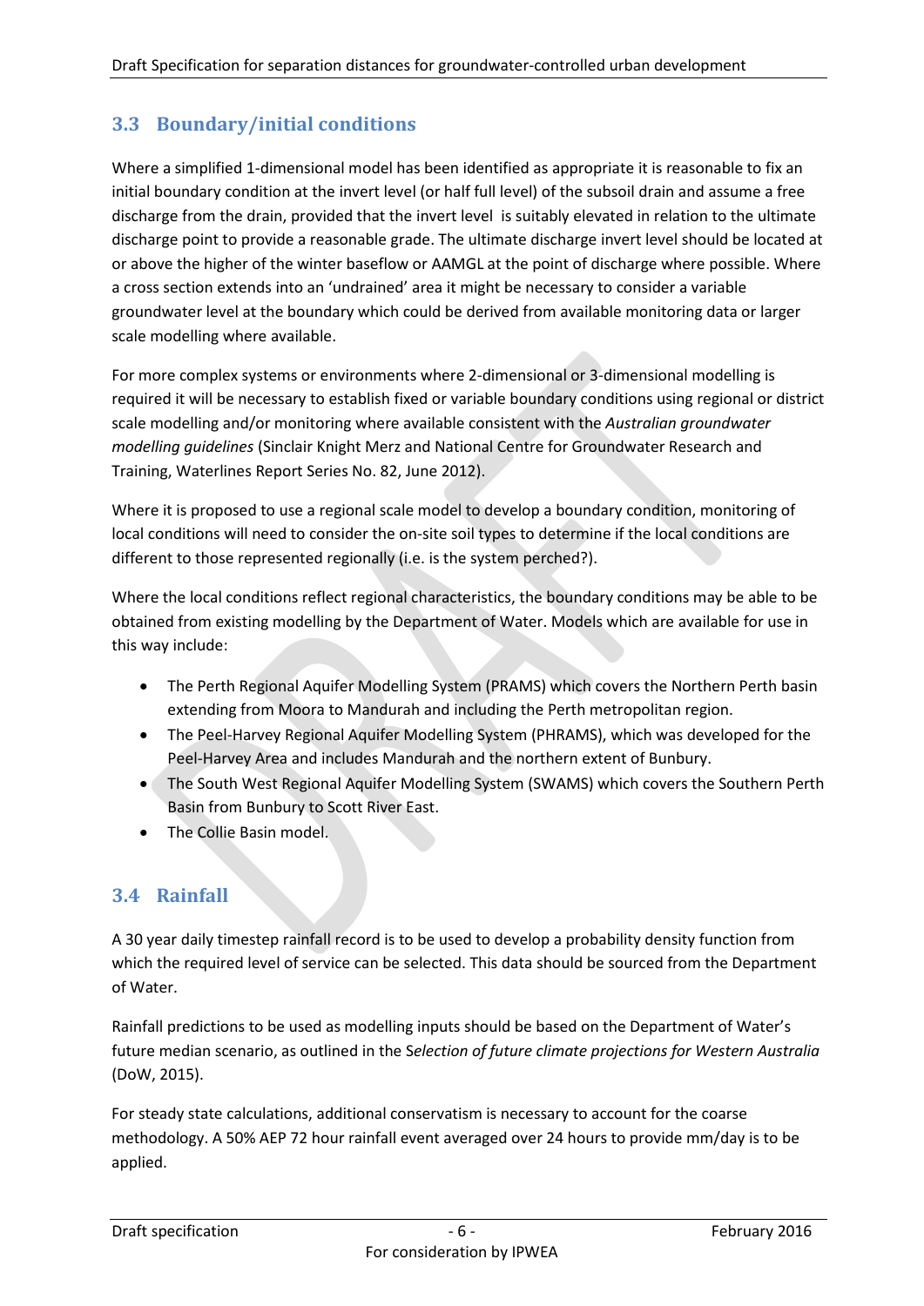## 3.3 Boundary/initial conditions

Where a simplified 1-dimensional model has been identified as appropriate it is reasonable to fix an initial boundary condition at the invert level (or half full level) of the subsoil drain and assume a free discharge from the drain, provided that the invert level is suitably elevated in relation to the ultimate discharge point to provide a reasonable grade. The ultimate discharge invert level should be located at or above the higher of the winter baseflow or AAMGL at the point of discharge where possible. Where a cross section extends into an 'undrained' area it might be necessary to consider a variable groundwater level at the boundary which could be derived from available monitoring data or larger scale modelling where available.

For more complex systems or environments where 2-dimensional or 3-dimensional modelling is required it will be necessary to establish fixed or variable boundary conditions using regional or district scale modelling and/or monitoring where available consistent with the *Australian groundwater modelling guidelines* (Sinclair Knight Merz and National Centre for Groundwater Research and Training, Waterlines Report Series No. 82, June 2012).

Where it is proposed to use a regional scale model to develop a boundary condition, monitoring of local conditions will need to consider the on-site soil types to determine if the local conditions are different to those represented regionally (i.e. is the system perched?).

Where the local conditions reflect regional characteristics, the boundary conditions may be able to be obtained from existing modelling by the Department of Water. Models which are available for use in this way include:

- The Perth Regional Aquifer Modelling System (PRAMS) which covers the Northern Perth basin extending from Moora to Mandurah and including the Perth metropolitan region.
- The Peel-Harvey Regional Aquifer Modelling System (PHRAMS), which was developed for the Peel-Harvey Area and includes Mandurah and the northern extent of Bunbury.
- The South West Regional Aquifer Modelling System (SWAMS) which covers the Southern Perth Basin from Bunbury to Scott River East.
- The Collie Basin model.

## 3.4 Rainfall

A 30 year daily timestep rainfall record is to be used to develop a probability density function from which the required level of service can be selected. This data should be sourced from the Department of Water.

Rainfall predictions to be used as modelling inputs should be based on the Department of Water's future median scenario, as outlined in the S*election of future climate projections for Western Australia* (DoW, 2015).

For steady state calculations, additional conservatism is necessary to account for the coarse methodology. A 50% AEP 72 hour rainfall event averaged over 24 hours to provide mm/day is to be applied.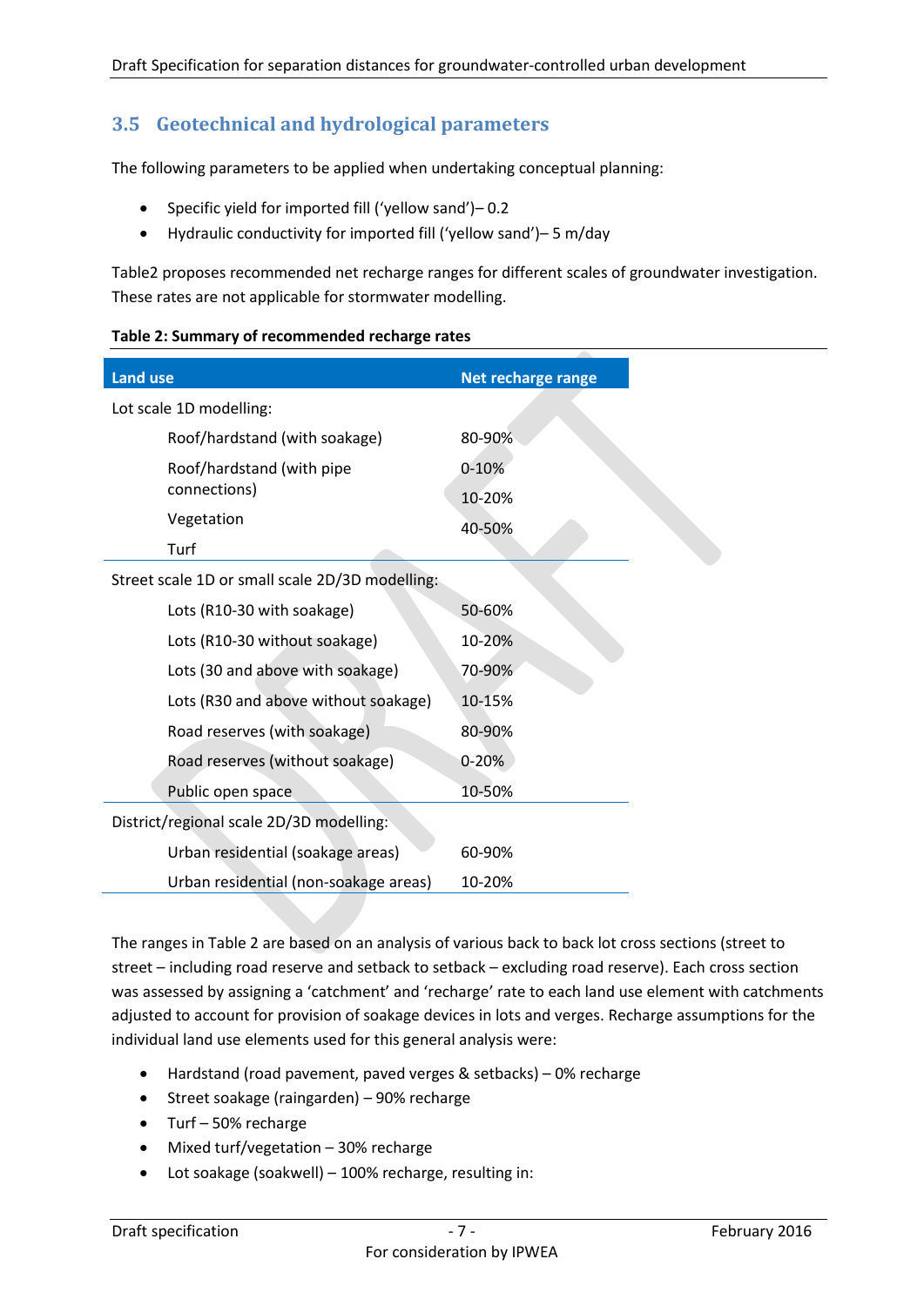## 3.5 Geotechnical and hydrological parameters

The following parameters to be applied when undertaking conceptual planning:

- Specific yield for imported fill ('yellow sand')– 0.2
- Hydraulic conductivity for imported fill ('yellow sand')– 5 m/day

Table2 proposes recommended net recharge ranges for different scales of groundwater investigation. These rates are not applicable for stormwater modelling.

**Table 2: Summary of recommended recharge rates**

| Land use | Net recharge range |
|---|---|
| Lot scale 1D modelling: | |
| Roof/hardstand (with soakage) | 80-90% |
| Roof/hardstand (with pipe connections) | 0-10% |
| Vegetation | 10-20% |
| Turf | 40-50% |
| Street scale 1D or small scale 2D/3D modelling: | |
| Lots (R10-30 with soakage) | 50-60% |
| Lots (R10-30 without soakage) | 10-20% |
| Lots (30 and above with soakage) | 70-90% |
| Lots (R30 and above without soakage) | 10-15% |
| Road reserves (with soakage) | 80-90% |
| Road reserves (without soakage) | 0-20% |
| Public open space | 10-50% |
| District/regional scale 2D/3D modelling: | |
| Urban residential (soakage areas) | 60-90% |
| Urban residential (non-soakage areas) | 10-20% |

The ranges in Table 2 are based on an analysis of various back to back lot cross sections (street to street – including road reserve and setback to setback – excluding road reserve). Each cross section was assessed by assigning a 'catchment' and 'recharge' rate to each land use element with catchments adjusted to account for provision of soakage devices in lots and verges. Recharge assumptions for the individual land use elements used for this general analysis were:

- Hardstand (road pavement, paved verges & setbacks) – 0% recharge
- Street soakage (raingarden) – 90% recharge
- Turf – 50% recharge
- Mixed turf/vegetation – 30% recharge
- Lot soakage (soakwell) – 100% recharge, resulting in: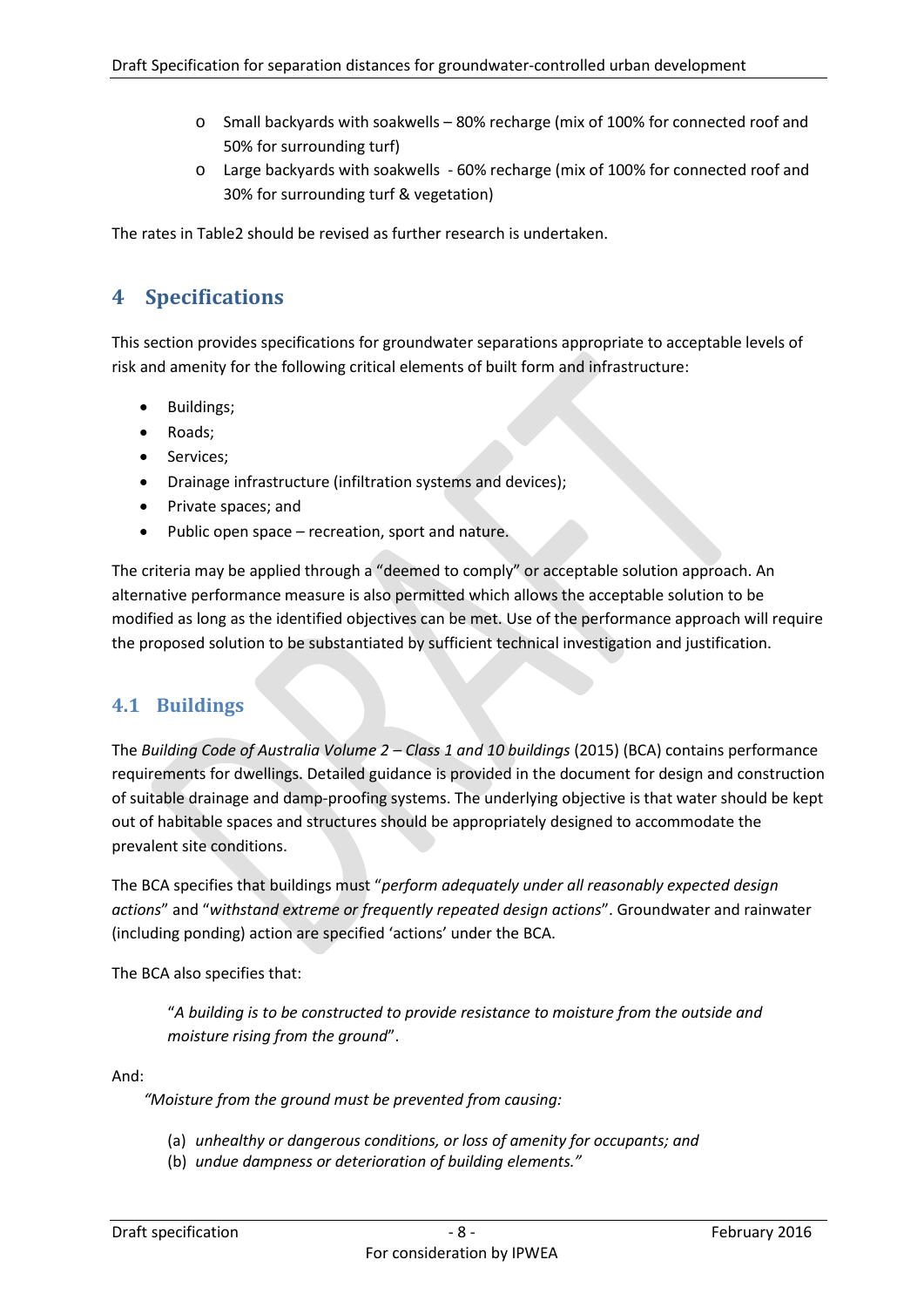- Small backyards with soakwells – 80% recharge (mix of 100% for connected roof and 50% for surrounding turf)
- Large backyards with soakwells - 60% recharge (mix of 100% for connected roof and 30% for surrounding turf & vegetation)

The rates in Table2 should be revised as further research is undertaken.

# 4 Specifications

This section provides specifications for groundwater separations appropriate to acceptable levels of risk and amenity for the following critical elements of built form and infrastructure:

- Buildings;
- Roads;
- Services;
- Drainage infrastructure (infiltration systems and devices);
- Private spaces; and
- Public open space – recreation, sport and nature.

The criteria may be applied through a "deemed to comply" or acceptable solution approach. An alternative performance measure is also permitted which allows the acceptable solution to be modified as long as the identified objectives can be met. Use of the performance approach will require the proposed solution to be substantiated by sufficient technical investigation and justification.

## 4.1 Buildings

The *Building Code of Australia Volume 2 – Class 1 and 10 buildings* (2015) (BCA) contains performance requirements for dwellings. Detailed guidance is provided in the document for design and construction of suitable drainage and damp-proofing systems. The underlying objective is that water should be kept out of habitable spaces and structures should be appropriately designed to accommodate the prevalent site conditions.

The BCA specifies that buildings must "*perform adequately under all reasonably expected design actions*" and "*withstand extreme or frequently repeated design actions*". Groundwater and rainwater (including ponding) action are specified 'actions' under the BCA.

The BCA also specifies that:

> "*A building is to be constructed to provide resistance to moisture from the outside and moisture rising from the ground*".

And:

> *"Moisture from the ground must be prevented from causing:*
>
> (a) *unhealthy or dangerous conditions, or loss of amenity for occupants; and*
> (b) *undue dampness or deterioration of building elements."*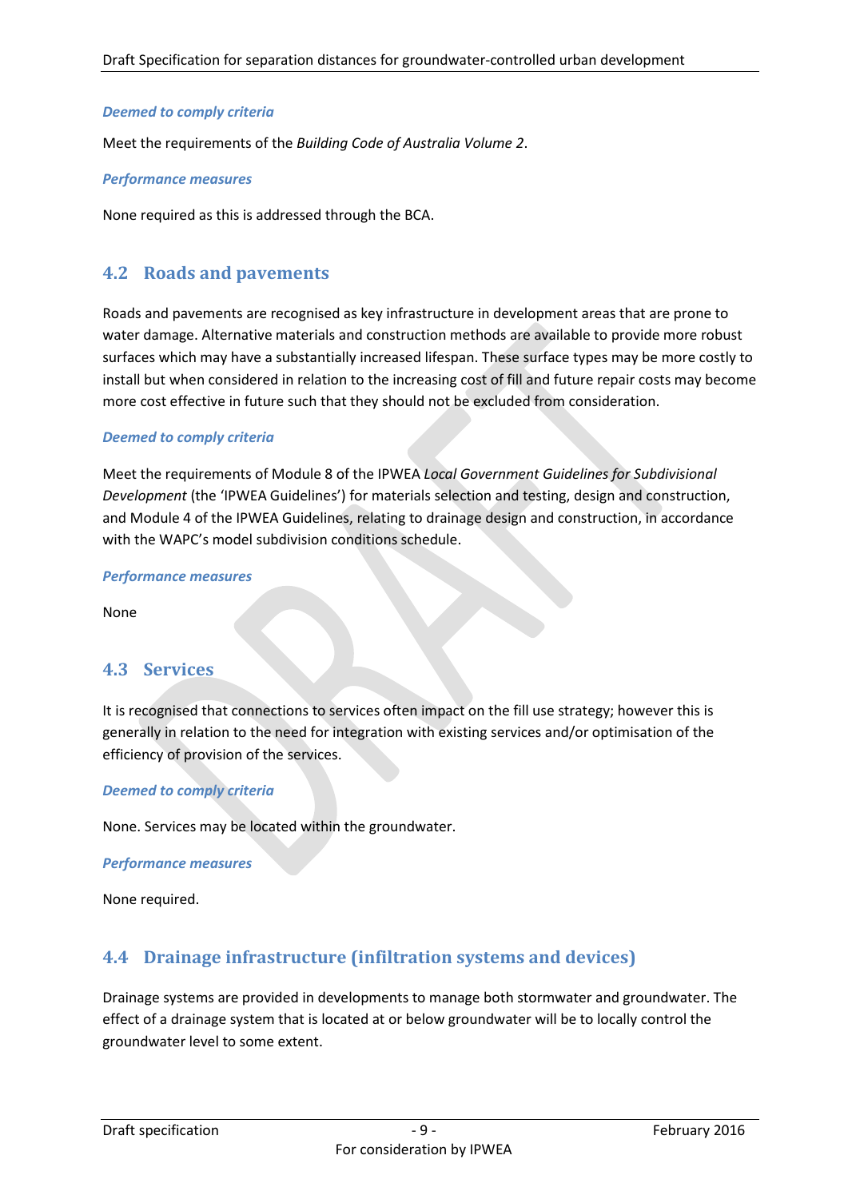*Deemed to comply criteria*

Meet the requirements of the *Building Code of Australia Volume 2*.

*Performance measures*

None required as this is addressed through the BCA.

## 4.2 Roads and pavements

Roads and pavements are recognised as key infrastructure in development areas that are prone to water damage. Alternative materials and construction methods are available to provide more robust surfaces which may have a substantially increased lifespan. These surface types may be more costly to install but when considered in relation to the increasing cost of fill and future repair costs may become more cost effective in future such that they should not be excluded from consideration.

*Deemed to comply criteria*

Meet the requirements of Module 8 of the IPWEA *Local Government Guidelines for Subdivisional Development* (the 'IPWEA Guidelines') for materials selection and testing, design and construction, and Module 4 of the IPWEA Guidelines, relating to drainage design and construction, in accordance with the WAPC's model subdivision conditions schedule.

*Performance measures*

None

## 4.3 Services

It is recognised that connections to services often impact on the fill use strategy; however this is generally in relation to the need for integration with existing services and/or optimisation of the efficiency of provision of the services.

*Deemed to comply criteria*

None. Services may be located within the groundwater.

*Performance measures*

None required.

## 4.4 Drainage infrastructure (infiltration systems and devices)

Drainage systems are provided in developments to manage both stormwater and groundwater. The effect of a drainage system that is located at or below groundwater will be to locally control the groundwater level to some extent.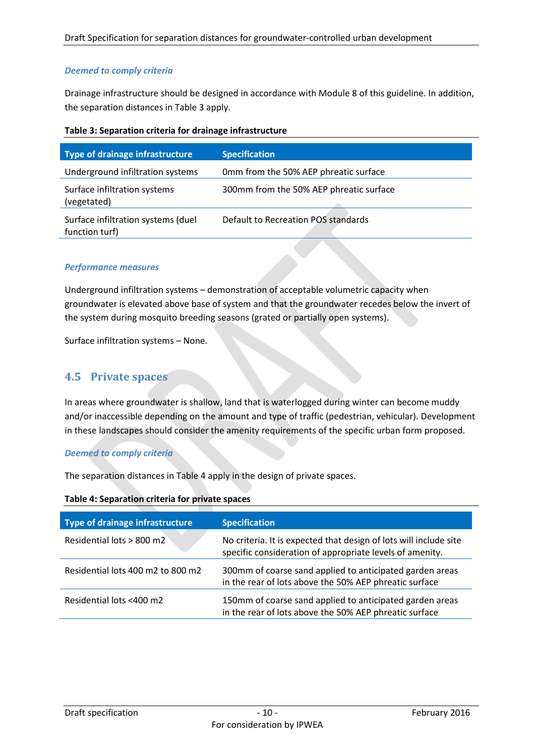*Deemed to comply criteria*

Drainage infrastructure should be designed in accordance with Module 8 of this guideline. In addition, the separation distances in Table 3 apply.

**Table 3: Separation criteria for drainage infrastructure**

| Type of drainage infrastructure | Specification |
|---|---|
| Underground infiltration systems | 0mm from the 50% AEP phreatic surface |
| Surface infiltration systems (vegetated) | 300mm from the 50% AEP phreatic surface |
| Surface infiltration systems (duel function turf) | Default to Recreation POS standards |

*Performance measures*

Underground infiltration systems – demonstration of acceptable volumetric capacity when groundwater is elevated above base of system and that the groundwater recedes below the invert of the system during mosquito breeding seasons (grated or partially open systems).

Surface infiltration systems – None.

## 4.5 Private spaces

In areas where groundwater is shallow, land that is waterlogged during winter can become muddy and/or inaccessible depending on the amount and type of traffic (pedestrian, vehicular). Development in these landscapes should consider the amenity requirements of the specific urban form proposed.

*Deemed to comply criteria*

The separation distances in Table 4 apply in the design of private spaces.

**Table 4: Separation criteria for private spaces**

| Type of drainage infrastructure | Specification |
|---|---|
| Residential lots > 800 m2 | No criteria. It is expected that design of lots will include site specific consideration of appropriate levels of amenity. |
| Residential lots 400 m2 to 800 m2 | 300mm of coarse sand applied to anticipated garden areas in the rear of lots above the 50% AEP phreatic surface |
| Residential lots <400 m2 | 150mm of coarse sand applied to anticipated garden areas in the rear of lots above the 50% AEP phreatic surface |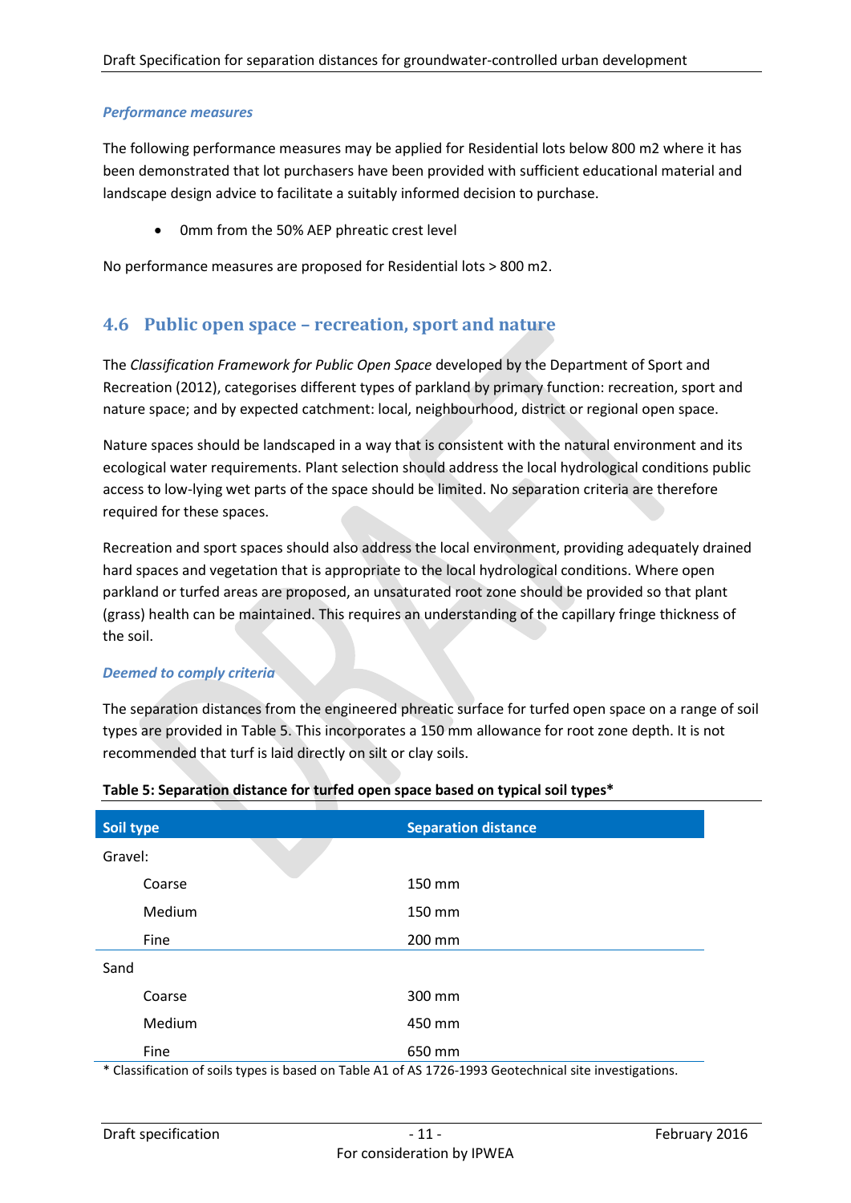*Performance measures*

The following performance measures may be applied for Residential lots below 800 m2 where it has been demonstrated that lot purchasers have been provided with sufficient educational material and landscape design advice to facilitate a suitably informed decision to purchase.

- 0mm from the 50% AEP phreatic crest level

No performance measures are proposed for Residential lots > 800 m2.

## 4.6 Public open space – recreation, sport and nature

The *Classification Framework for Public Open Space* developed by the Department of Sport and Recreation (2012), categorises different types of parkland by primary function: recreation, sport and nature space; and by expected catchment: local, neighbourhood, district or regional open space.

Nature spaces should be landscaped in a way that is consistent with the natural environment and its ecological water requirements. Plant selection should address the local hydrological conditions public access to low-lying wet parts of the space should be limited. No separation criteria are therefore required for these spaces.

Recreation and sport spaces should also address the local environment, providing adequately drained hard spaces and vegetation that is appropriate to the local hydrological conditions. Where open parkland or turfed areas are proposed, an unsaturated root zone should be provided so that plant (grass) health can be maintained. This requires an understanding of the capillary fringe thickness of the soil.

*Deemed to comply criteria*

The separation distances from the engineered phreatic surface for turfed open space on a range of soil types are provided in Table 5. This incorporates a 150 mm allowance for root zone depth. It is not recommended that turf is laid directly on silt or clay soils.

**Table 5: Separation distance for turfed open space based on typical soil types***

| Soil type | Separation distance |
|---|---|
| Gravel: | |
| Coarse | 150 mm |
| Medium | 150 mm |
| Fine | 200 mm |
| Sand | |
| Coarse | 300 mm |
| Medium | 450 mm |
| Fine | 650 mm |

* Classification of soils types is based on Table A1 of AS 1726-1993 Geotechnical site investigations.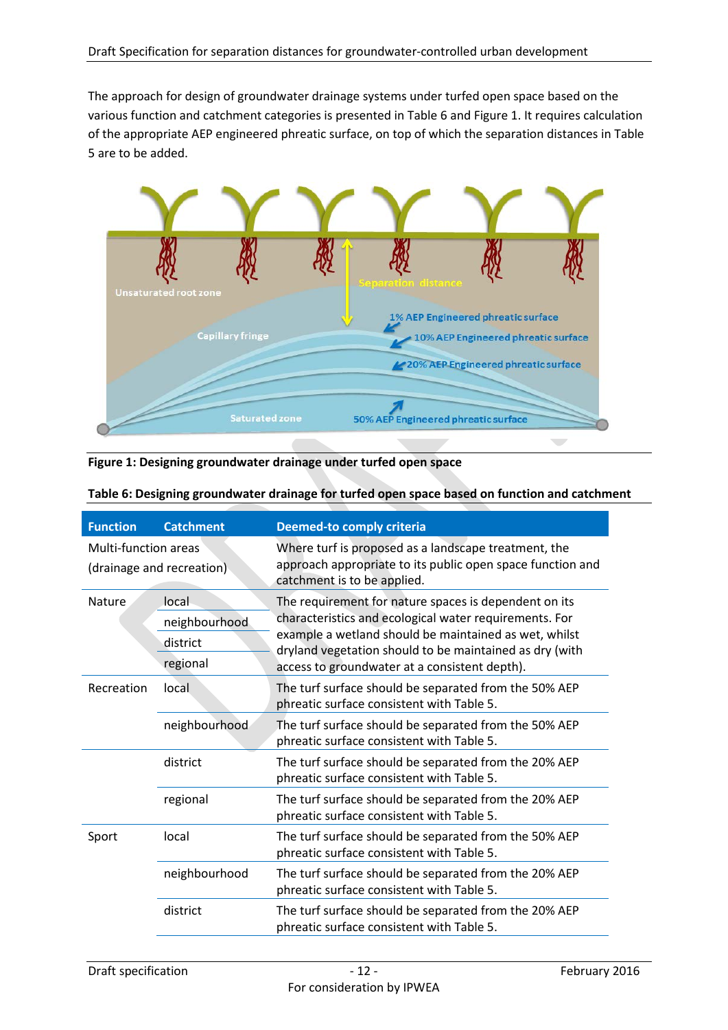The approach for design of groundwater drainage systems under turfed open space based on the various function and catchment categories is presented in Table 6 and Figure 1. It requires calculation of the appropriate AEP engineered phreatic surface, on top of which the separation distances in Table 5 are to be added.

**Figure 1: Designing groundwater drainage under turfed open space**

**Table 6: Designing groundwater drainage for turfed open space based on function and catchment**

| Function | Catchment | Deemed-to comply criteria |
|---|---|---|
| Multi-function areas (drainage and recreation) | | Where turf is proposed as a landscape treatment, the approach appropriate to its public open space function and catchment is to be applied. |
| Nature | local<br>neighbourhood<br>district<br>regional | The requirement for nature spaces is dependent on its characteristics and ecological water requirements. For example a wetland should be maintained as wet, whilst dryland vegetation should to be maintained as dry (with access to groundwater at a consistent depth). |
| Recreation | local | The turf surface should be separated from the 50% AEP phreatic surface consistent with Table 5. |
| | neighbourhood | The turf surface should be separated from the 50% AEP phreatic surface consistent with Table 5. |
| | district | The turf surface should be separated from the 20% AEP phreatic surface consistent with Table 5. |
| | regional | The turf surface should be separated from the 20% AEP phreatic surface consistent with Table 5. |
| Sport | local | The turf surface should be separated from the 50% AEP phreatic surface consistent with Table 5. |
| | neighbourhood | The turf surface should be separated from the 20% AEP phreatic surface consistent with Table 5. |
| | district | The turf surface should be separated from the 20% AEP phreatic surface consistent with Table 5. |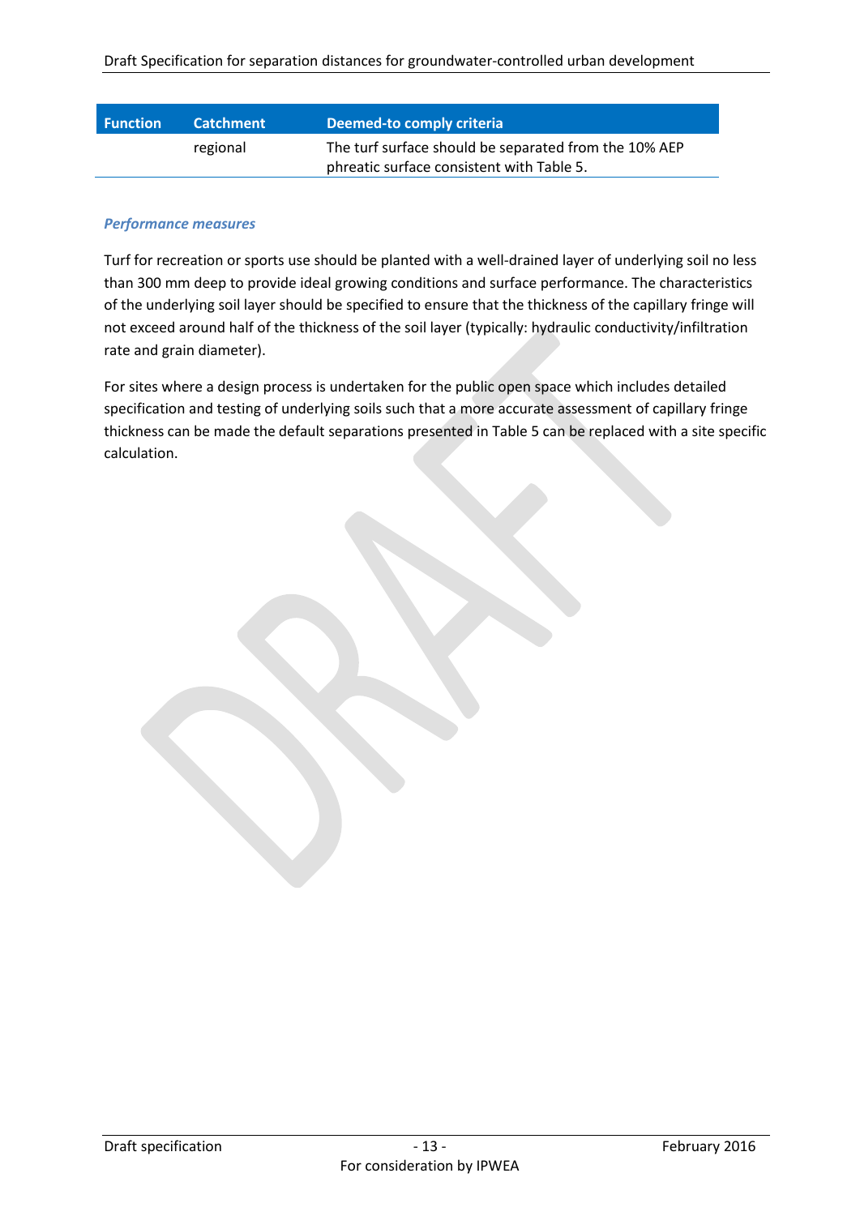| Function | Catchment | Deemed-to comply criteria |
|---|---|---|
| | regional | The turf surface should be separated from the 10% AEP phreatic surface consistent with Table 5. |

#### *Performance measures*

Turf for recreation or sports use should be planted with a well-drained layer of underlying soil no less than 300 mm deep to provide ideal growing conditions and surface performance. The characteristics of the underlying soil layer should be specified to ensure that the thickness of the capillary fringe will not exceed around half of the thickness of the soil layer (typically: hydraulic conductivity/infiltration rate and grain diameter).

For sites where a design process is undertaken for the public open space which includes detailed specification and testing of underlying soils such that a more accurate assessment of capillary fringe thickness can be made the default separations presented in Table 5 can be replaced with a site specific calculation.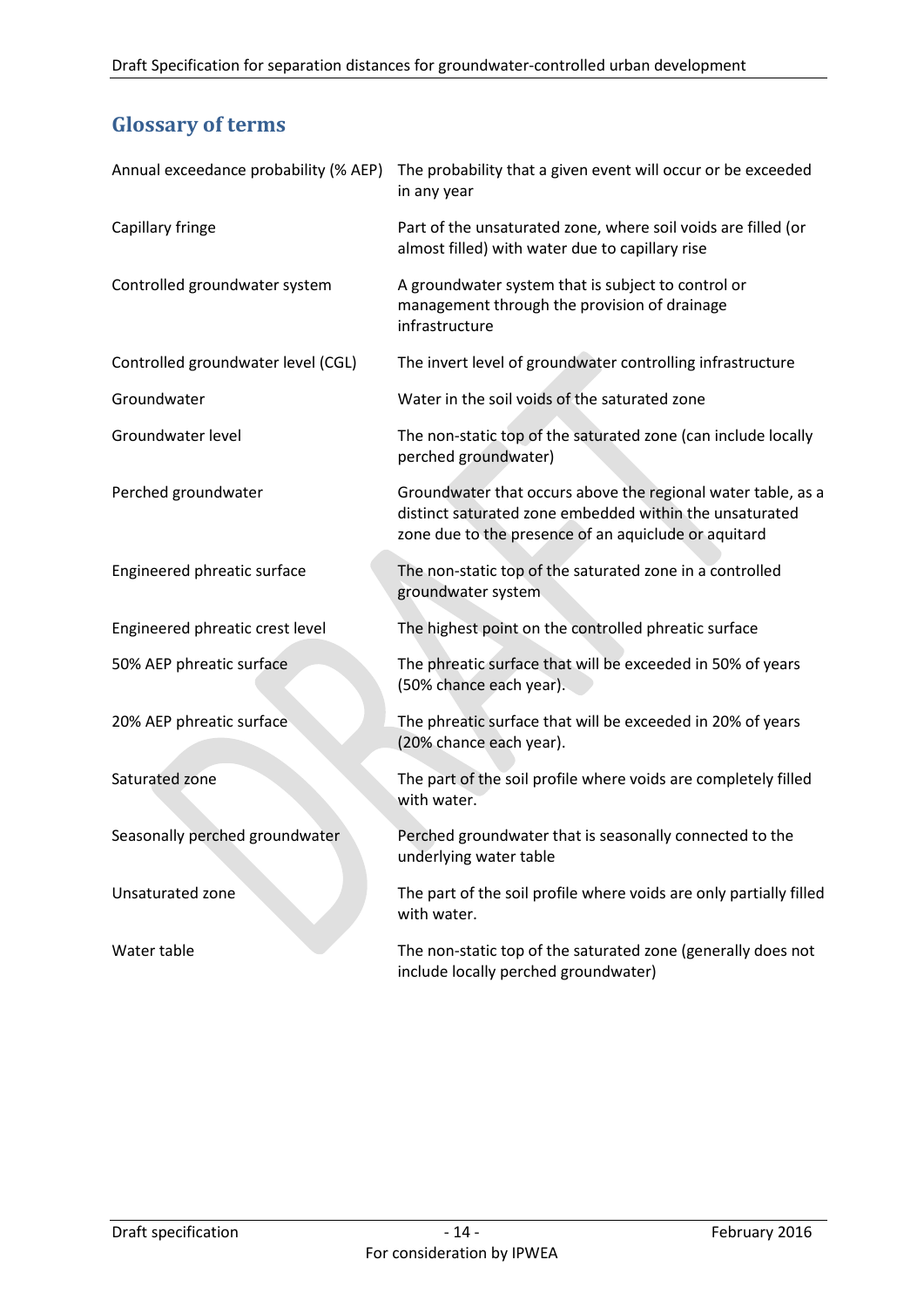## Glossary of terms

| | |
|---|---|
| Annual exceedance probability (% AEP) | The probability that a given event will occur or be exceeded in any year |
| Capillary fringe | Part of the unsaturated zone, where soil voids are filled (or almost filled) with water due to capillary rise |
| Controlled groundwater system | A groundwater system that is subject to control or management through the provision of drainage infrastructure |
| Controlled groundwater level (CGL) | The invert level of groundwater controlling infrastructure |
| Groundwater | Water in the soil voids of the saturated zone |
| Groundwater level | The non-static top of the saturated zone (can include locally perched groundwater) |
| Perched groundwater | Groundwater that occurs above the regional water table, as a distinct saturated zone embedded within the unsaturated zone due to the presence of an aquiclude or aquitard |
| Engineered phreatic surface | The non-static top of the saturated zone in a controlled groundwater system |
| Engineered phreatic crest level | The highest point on the controlled phreatic surface |
| 50% AEP phreatic surface | The phreatic surface that will be exceeded in 50% of years (50% chance each year). |
| 20% AEP phreatic surface | The phreatic surface that will be exceeded in 20% of years (20% chance each year). |
| Saturated zone | The part of the soil profile where voids are completely filled with water. |
| Seasonally perched groundwater | Perched groundwater that is seasonally connected to the underlying water table |
| Unsaturated zone | The part of the soil profile where voids are only partially filled with water. |
| Water table | The non-static top of the saturated zone (generally does not include locally perched groundwater) |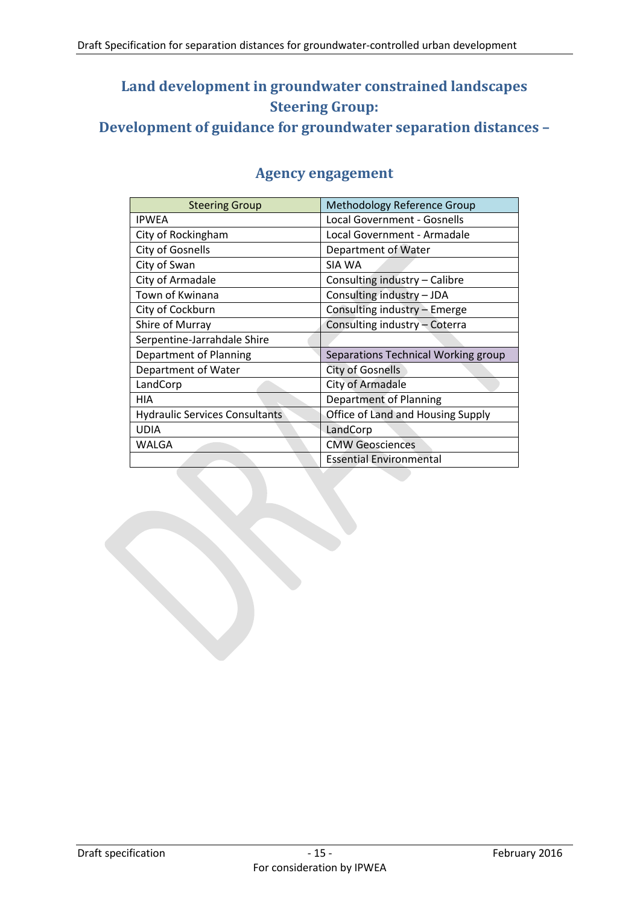# Land development in groundwater constrained landscapes Steering Group: Development of guidance for groundwater separation distances –

## Agency engagement

| Steering Group | Methodology Reference Group |
|---|---|
| IPWEA | Local Government - Gosnells |
| City of Rockingham | Local Government - Armadale |
| City of Gosnells | Department of Water |
| City of Swan | SIA WA |
| City of Armadale | Consulting industry – Calibre |
| Town of Kwinana | Consulting industry – JDA |
| City of Cockburn | Consulting industry – Emerge |
| Shire of Murray | Consulting industry – Coterra |
| Serpentine-Jarrahdale Shire | |
| Department of Planning | Separations Technical Working group |
| Department of Water | City of Gosnells |
| LandCorp | City of Armadale |
| HIA | Department of Planning |
| Hydraulic Services Consultants | Office of Land and Housing Supply |
| UDIA | LandCorp |
| WALGA | CMW Geosciences |
| | Essential Environmental |